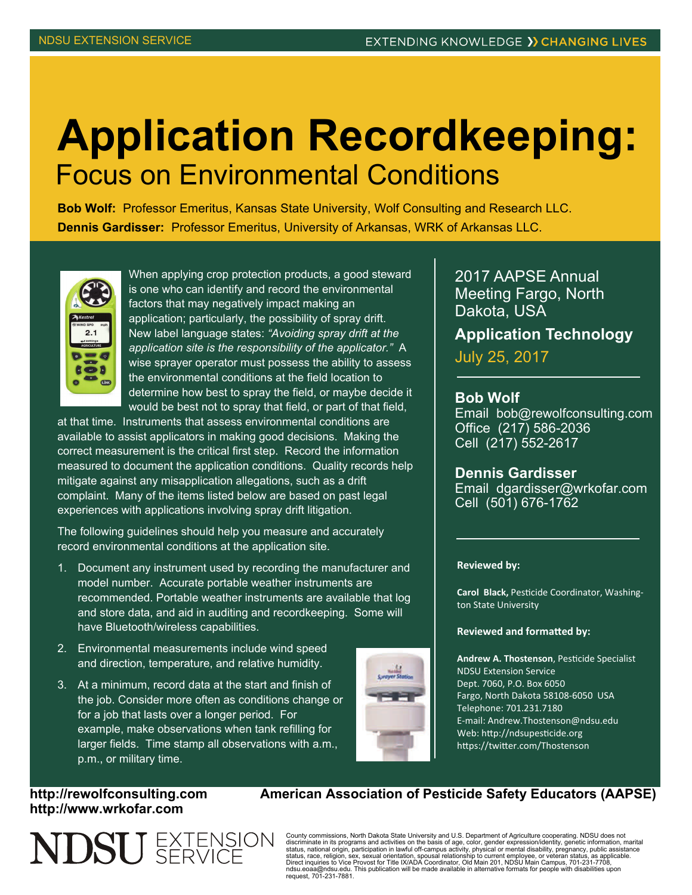NDSU EXTENSION SERVICE

EXTENDING KNOWLEDGE ›› CHANGING LIVES

# Application Recordkeeping:

## Focus on Environmental Conditions

**Bob Wolf:** Professor Emeritus, Kansas State University, Wolf Consulting and Research LLC.

**Dennis Gardisser:** Professor Emeritus, University of Arkansas, WRK of Arkansas LLC.

When applying crop protection products, a good steward is one who can identify and record the environmental factors that may negatively impact making an application; particularly, the possibility of spray drift. New label language states: *"Avoiding spray drift at the application site is the responsibility of the applicator."* A wise sprayer operator must possess the ability to assess the environmental conditions at the field location to determine how best to spray the field, or maybe decide it would be best not to spray that field, or part of that field, at that time. Instruments that assess environmental conditions are available to assist applicators in making good decisions. Making the correct measurement is the critical first step. Record the information measured to document the application conditions. Quality records help mitigate against any misapplication allegations, such as a drift complaint. Many of the items listed below are based on past legal experiences with applications involving spray drift litigation.

The following guidelines should help you measure and accurately record environmental conditions at the application site.

1. Document any instrument used by recording the manufacturer and model number. Accurate portable weather instruments are recommended. Portable weather instruments are available that log and store data, and aid in auditing and recordkeeping. Some will have Bluetooth/wireless capabilities.
2. Environmental measurements include wind speed and direction, temperature, and relative humidity.
3. At a minimum, record data at the start and finish of the job. Consider more often as conditions change or for a job that lasts over a longer period. For example, make observations when tank refilling for larger fields. Time stamp all observations with a.m., p.m., or military time.

2017 AAPSE Annual Meeting Fargo, North Dakota, USA

**Application Technology**

July 25, 2017

**Bob Wolf**
Email bob@rewolfconsulting.com
Office (217) 586-2036
Cell (217) 552-2617

**Dennis Gardisser**
Email dgardisser@wrkofar.com
Cell (501) 676-1762

**Reviewed by:**

**Carol Black,** Pesticide Coordinator, Washington State University

**Reviewed and formatted by:**

**Andrew A. Thostenson**, Pesticide Specialist
NDSU Extension Service
Dept. 7060, P.O. Box 6050
Fargo, North Dakota 58108-6050 USA
Telephone: 701.231.7180
E-mail: Andrew.Thostenson@ndsu.edu
Web: http://ndsupesticide.org
https://twitter.com/Thostenson

**http://rewolfconsulting.com**
**http://www.wrkofar.com**

**American Association of Pesticide Safety Educators (AAPSE)**

NDSU EXTENSION SERVICE

County commissions, North Dakota State University and U.S. Department of Agriculture cooperating. NDSU does not discriminate in its programs and activities on the basis of age, color, gender expression/identity, genetic information, marital status, national origin, participation in lawful off-campus activity, physical or mental disability, pregnancy, public assistance status, race, religion, sex, sexual orientation, spousal relationship to current employee, or veteran status, as applicable. Direct inquiries to Vice Provost for Title IX/ADA Coordinator, Old Main 201, NDSU Main Campus, 701-231-7708, ndsu.eoaa@ndsu.edu. This publication will be made available in alternative formats for people with disabilities upon request, 701-231-7881.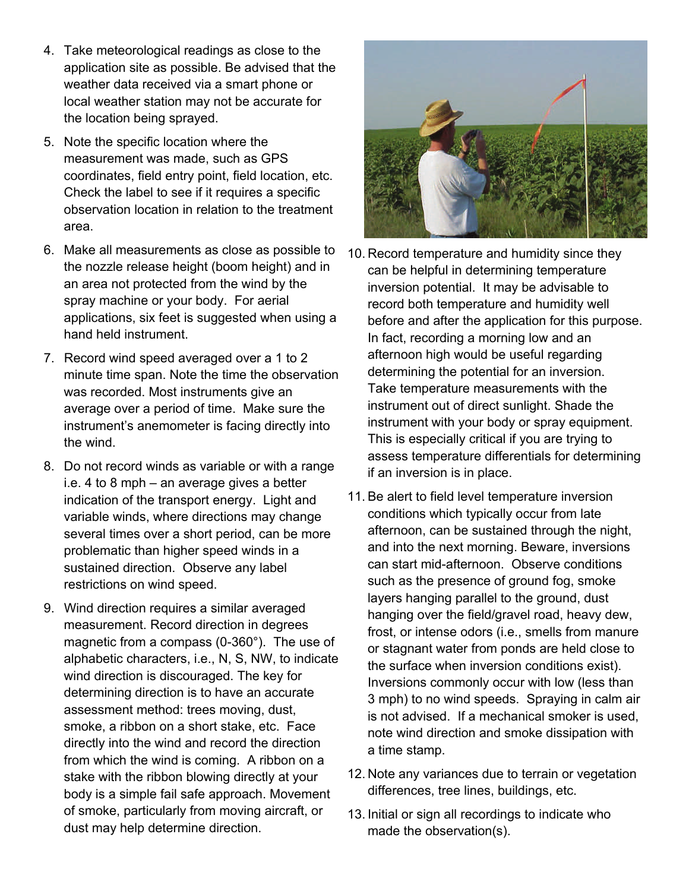4. Take meteorological readings as close to the application site as possible. Be advised that the weather data received via a smart phone or local weather station may not be accurate for the location being sprayed.
5. Note the specific location where the measurement was made, such as GPS coordinates, field entry point, field location, etc. Check the label to see if it requires a specific observation location in relation to the treatment area.
6. Make all measurements as close as possible to the nozzle release height (boom height) and in an area not protected from the wind by the spray machine or your body. For aerial applications, six feet is suggested when using a hand held instrument.
7. Record wind speed averaged over a 1 to 2 minute time span. Note the time the observation was recorded. Most instruments give an average over a period of time. Make sure the instrument's anemometer is facing directly into the wind.
8. Do not record winds as variable or with a range i.e. 4 to 8 mph – an average gives a better indication of the transport energy. Light and variable winds, where directions may change several times over a short period, can be more problematic than higher speed winds in a sustained direction. Observe any label restrictions on wind speed.
9. Wind direction requires a similar averaged measurement. Record direction in degrees magnetic from a compass (0-360°). The use of alphabetic characters, i.e., N, S, NW, to indicate wind direction is discouraged. The key for determining direction is to have an accurate assessment method: trees moving, dust, smoke, a ribbon on a short stake, etc. Face directly into the wind and record the direction from which the wind is coming. A ribbon on a stake with the ribbon blowing directly at your body is a simple fail safe approach. Movement of smoke, particularly from moving aircraft, or dust may help determine direction.
10. Record temperature and humidity since they can be helpful in determining temperature inversion potential. It may be advisable to record both temperature and humidity well before and after the application for this purpose. In fact, recording a morning low and an afternoon high would be useful regarding determining the potential for an inversion. Take temperature measurements with the instrument out of direct sunlight. Shade the instrument with your body or spray equipment. This is especially critical if you are trying to assess temperature differentials for determining if an inversion is in place.
11. Be alert to field level temperature inversion conditions which typically occur from late afternoon, can be sustained through the night, and into the next morning. Beware, inversions can start mid-afternoon. Observe conditions such as the presence of ground fog, smoke layers hanging parallel to the ground, dust hanging over the field/gravel road, heavy dew, frost, or intense odors (i.e., smells from manure or stagnant water from ponds are held close to the surface when inversion conditions exist). Inversions commonly occur with low (less than 3 mph) to no wind speeds. Spraying in calm air is not advised. If a mechanical smoker is used, note wind direction and smoke dissipation with a time stamp.
12. Note any variances due to terrain or vegetation differences, tree lines, buildings, etc.
13. Initial or sign all recordings to indicate who made the observation(s).